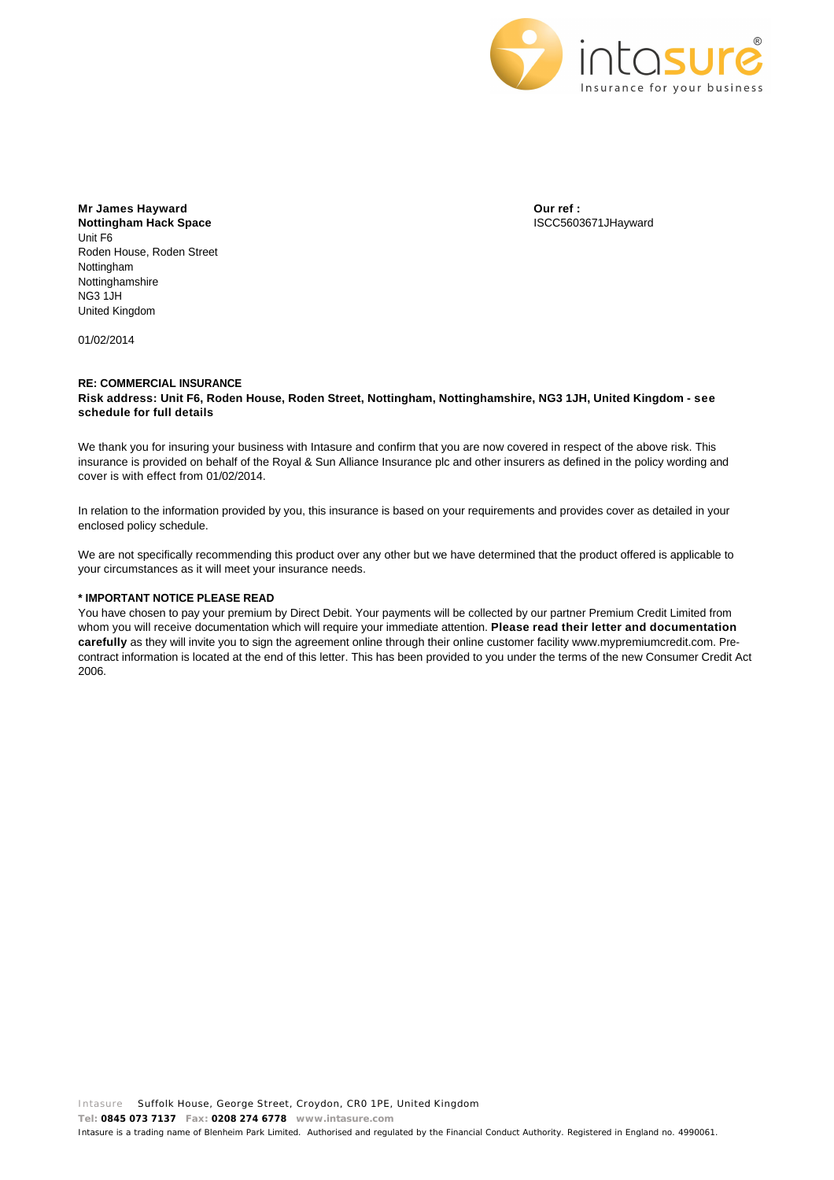intasure®
Insurance for your business

**Mr James Hayward**
**Nottingham Hack Space**
Unit F6
Roden House, Roden Street
Nottingham
Nottinghamshire
NG3 1JH
United Kingdom

**Our ref :**
ISCC5603671JHayward

01/02/2014

**RE: COMMERCIAL INSURANCE**
**Risk address: Unit F6, Roden House, Roden Street, Nottingham, Nottinghamshire, NG3 1JH, United Kingdom - see schedule for full details**

We thank you for insuring your business with Intasure and confirm that you are now covered in respect of the above risk. This insurance is provided on behalf of the Royal & Sun Alliance Insurance plc and other insurers as defined in the policy wording and cover is with effect from 01/02/2014.

In relation to the information provided by you, this insurance is based on your requirements and provides cover as detailed in your enclosed policy schedule.

We are not specifically recommending this product over any other but we have determined that the product offered is applicable to your circumstances as it will meet your insurance needs.

**\* IMPORTANT NOTICE PLEASE READ**
You have chosen to pay your premium by Direct Debit. Your payments will be collected by our partner Premium Credit Limited from whom you will receive documentation which will require your immediate attention. **Please read their letter and documentation carefully** as they will invite you to sign the agreement online through their online customer facility www.mypremiumcredit.com. Pre-contract information is located at the end of this letter. This has been provided to you under the terms of the new Consumer Credit Act 2006.

Intasure Suffolk House, George Street, Croydon, CR0 1PE, United Kingdom
**Tel:** 0845 073 7137 **Fax:** 0208 274 6778 www.intasure.com
Intasure is a trading name of Blenheim Park Limited. Authorised and regulated by the Financial Conduct Authority. Registered in England no. 4990061.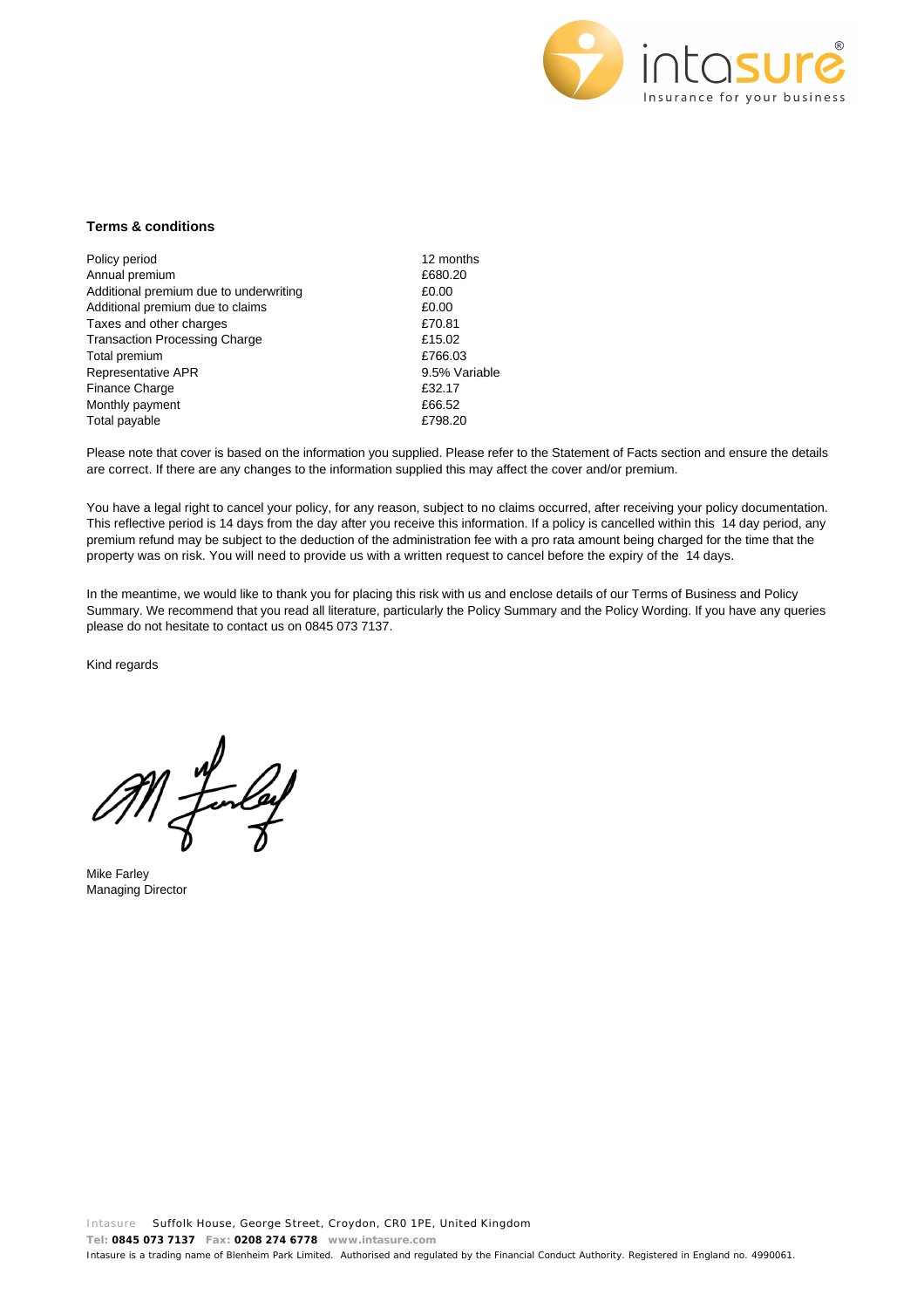### Terms & conditions

| | |
|---|---|
| Policy period | 12 months |
| Annual premium | £680.20 |
| Additional premium due to underwriting | £0.00 |
| Additional premium due to claims | £0.00 |
| Taxes and other charges | £70.81 |
| Transaction Processing Charge | £15.02 |
| Total premium | £766.03 |
| Representative APR | 9.5% Variable |
| Finance Charge | £32.17 |
| Monthly payment | £66.52 |
| Total payable | £798.20 |

Please note that cover is based on the information you supplied. Please refer to the Statement of Facts section and ensure the details are correct. If there are any changes to the information supplied this may affect the cover and/or premium.

You have a legal right to cancel your policy, for any reason, subject to no claims occurred, after receiving your policy documentation. This reflective period is 14 days from the day after you receive this information. If a policy is cancelled within this 14 day period, any premium refund may be subject to the deduction of the administration fee with a pro rata amount being charged for the time that the property was on risk. You will need to provide us with a written request to cancel before the expiry of the 14 days.

In the meantime, we would like to thank you for placing this risk with us and enclose details of our Terms of Business and Policy Summary. We recommend that you read all literature, particularly the Policy Summary and the Policy Wording. If you have any queries please do not hesitate to contact us on 0845 073 7137.

Kind regards

Mike Farley
Managing Director

Intasure Suffolk House, George Street, Croydon, CR0 1PE, United Kingdom
**Tel:** 0845 073 7137 **Fax:** 0208 274 6778 www.intasure.com
Intasure is a trading name of Blenheim Park Limited. Authorised and regulated by the Financial Conduct Authority. Registered in England no. 4990061.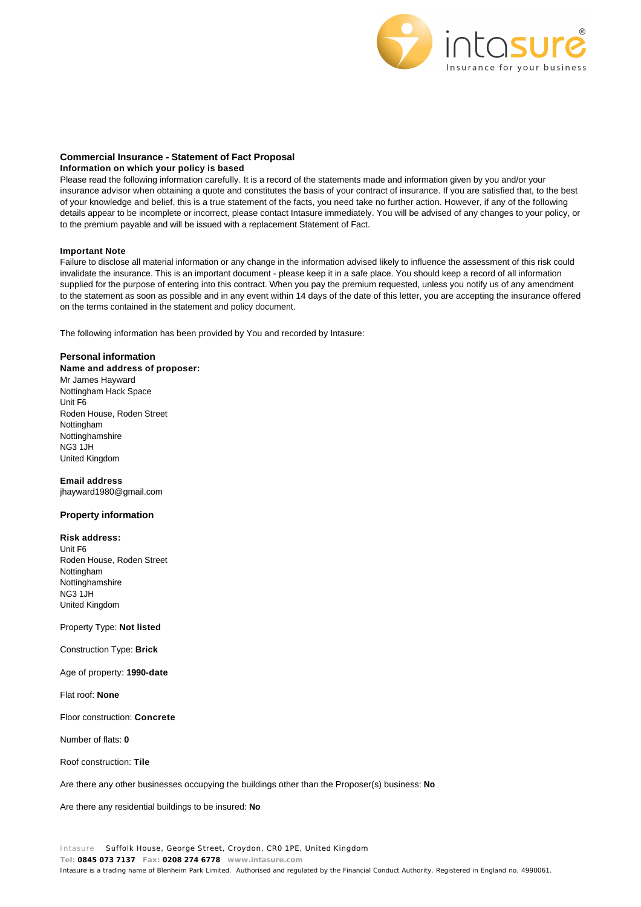## Commercial Insurance - Statement of Fact Proposal

**Information on which your policy is based**

Please read the following information carefully. It is a record of the statements made and information given by you and/or your insurance advisor when obtaining a quote and constitutes the basis of your contract of insurance. If you are satisfied that, to the best of your knowledge and belief, this is a true statement of the facts, you need take no further action. However, if any of the following details appear to be incomplete or incorrect, please contact Intasure immediately. You will be advised of any changes to your policy, or to the premium payable and will be issued with a replacement Statement of Fact.

**Important Note**

Failure to disclose all material information or any change in the information advised likely to influence the assessment of this risk could invalidate the insurance. This is an important document - please keep it in a safe place. You should keep a record of all information supplied for the purpose of entering into this contract. When you pay the premium requested, unless you notify us of any amendment to the statement as soon as possible and in any event within 14 days of the date of this letter, you are accepting the insurance offered on the terms contained in the statement and policy document.

The following information has been provided by You and recorded by Intasure:

### Personal information

**Name and address of proposer:**

Mr James Hayward
Nottingham Hack Space
Unit F6
Roden House, Roden Street
Nottingham
Nottinghamshire
NG3 1JH
United Kingdom

**Email address**

jhayward1980@gmail.com

### Property information

**Risk address:**

Unit F6
Roden House, Roden Street
Nottingham
Nottinghamshire
NG3 1JH
United Kingdom

Property Type: **Not listed**

Construction Type: **Brick**

Age of property: **1990-date**

Flat roof: **None**

Floor construction: **Concrete**

Number of flats: **0**

Roof construction: **Tile**

Are there any other businesses occupying the buildings other than the Proposer(s) business: **No**

Are there any residential buildings to be insured: **No**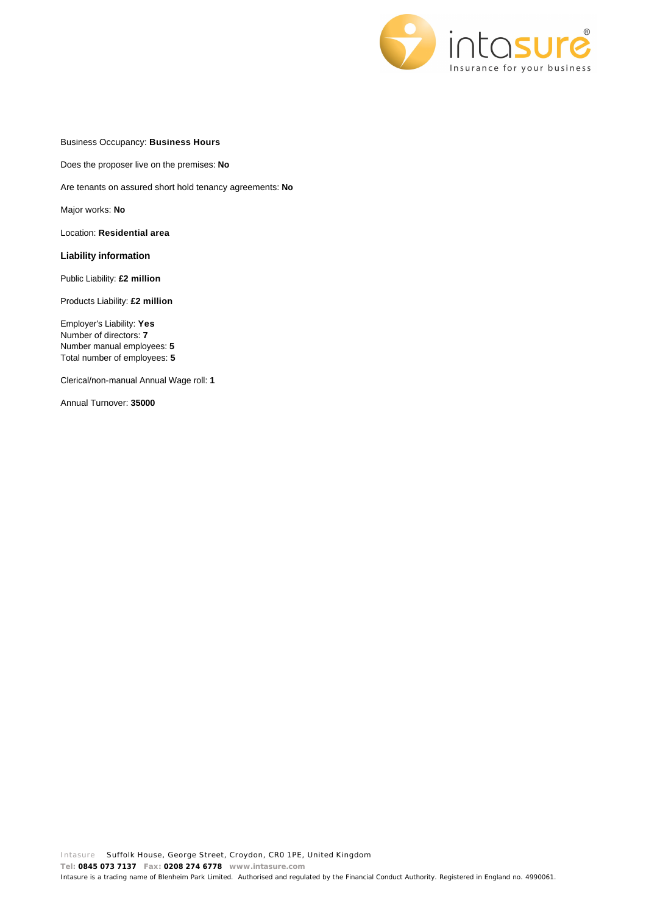Business Occupancy: **Business Hours**

Does the proposer live on the premises: **No**

Are tenants on assured short hold tenancy agreements: **No**

Major works: **No**

Location: **Residential area**

### Liability information

Public Liability: **£2 million**

Products Liability: **£2 million**

Employer's Liability: **Yes**
Number of directors: **7**
Number manual employees: **5**
Total number of employees: **5**

Clerical/non-manual Annual Wage roll: **1**

Annual Turnover: **35000**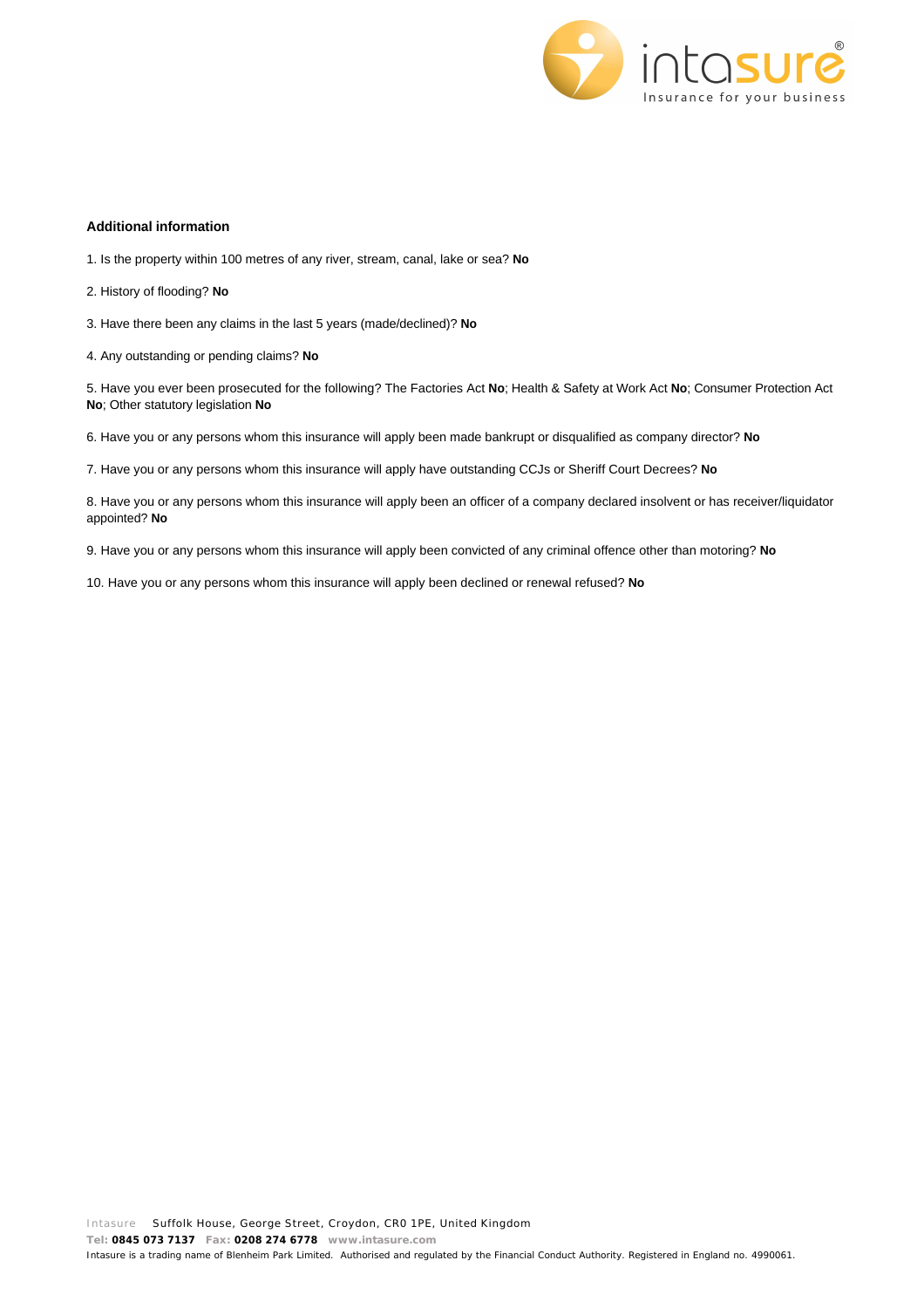**Additional information**

1. Is the property within 100 metres of any river, stream, canal, lake or sea? **No**

2. History of flooding? **No**

3. Have there been any claims in the last 5 years (made/declined)? **No**

4. Any outstanding or pending claims? **No**

5. Have you ever been prosecuted for the following? The Factories Act **No**; Health & Safety at Work Act **No**; Consumer Protection Act **No**; Other statutory legislation **No**

6. Have you or any persons whom this insurance will apply been made bankrupt or disqualified as company director? **No**

7. Have you or any persons whom this insurance will apply have outstanding CCJs or Sheriff Court Decrees? **No**

8. Have you or any persons whom this insurance will apply been an officer of a company declared insolvent or has receiver/liquidator appointed? **No**

9. Have you or any persons whom this insurance will apply been convicted of any criminal offence other than motoring? **No**

10. Have you or any persons whom this insurance will apply been declined or renewal refused? **No**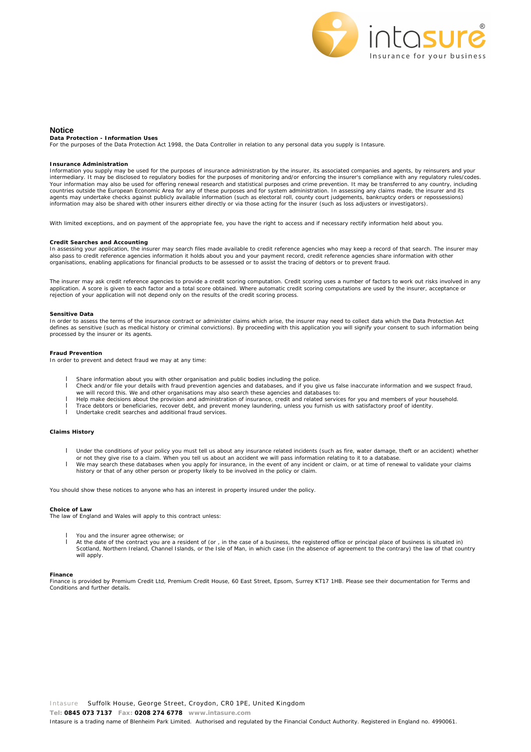## Notice

**Data Protection - Information Uses**

For the purposes of the Data Protection Act 1998, the Data Controller in relation to any personal data you supply is Intasure.

**Insurance Administration**

Information you supply may be used for the purposes of insurance administration by the insurer, its associated companies and agents, by reinsurers and your intermediary. It may be disclosed to regulatory bodies for the purposes of monitoring and/or enforcing the insurer's compliance with any regulatory rules/codes. Your information may also be used for offering renewal research and statistical purposes and crime prevention. It may be transferred to any country, including countries outside the European Economic Area for any of these purposes and for system administration. In assessing any claims made, the insurer and its agents may undertake checks against publicly available information (such as electoral roll, county court judgements, bankruptcy orders or repossessions) information may also be shared with other insurers either directly or via those acting for the insurer (such as loss adjusters or investigators).

With limited exceptions, and on payment of the appropriate fee, you have the right to access and if necessary rectify information held about you.

**Credit Searches and Accounting**

In assessing your application, the insurer may search files made available to credit reference agencies who may keep a record of that search. The insurer may also pass to credit reference agencies information it holds about you and your payment record, credit reference agencies share information with other organisations, enabling applications for financial products to be assessed or to assist the tracing of debtors or to prevent fraud.

The insurer may ask credit reference agencies to provide a credit scoring computation. Credit scoring uses a number of factors to work out risks involved in any application. A score is given to each factor and a total score obtained. Where automatic credit scoring computations are used by the insurer, acceptance or rejection of your application will not depend only on the results of the credit scoring process.

**Sensitive Data**

In order to assess the terms of the insurance contract or administer claims which arise, the insurer may need to collect data which the Data Protection Act defines as sensitive (such as medical history or criminal convictions). By proceeding with this application you will signify your consent to such information being processed by the insurer or its agents.

**Fraud Prevention**

In order to prevent and detect fraud we may at any time:

- Share information about you with other organisation and public bodies including the police.
- Check and/or file your details with fraud prevention agencies and databases, and if you give us false inaccurate information and we suspect fraud, we will record this. We and other organisations may also search these agencies and databases to:
- Help make decisions about the provision and administration of insurance, credit and related services for you and members of your household.
- Trace debtors or beneficiaries, recover debt, and prevent money laundering, unless you furnish us with satisfactory proof of identity.
- Undertake credit searches and additional fraud services.

**Claims History**

- Under the conditions of your policy you must tell us about any insurance related incidents (such as fire, water damage, theft or an accident) whether or not they give rise to a claim. When you tell us about an accident we will pass information relating to it to a database.
- We may search these databases when you apply for insurance, in the event of any incident or claim, or at time of renewal to validate your claims history or that of any other person or property likely to be involved in the policy or claim.

You should show these notices to anyone who has an interest in property insured under the policy.

**Choice of Law**

The law of England and Wales will apply to this contract unless:

- You and the insurer agree otherwise; or
- At the date of the contract you are a resident of (or , in the case of a business, the registered office or principal place of business is situated in) Scotland, Northern Ireland, Channel Islands, or the Isle of Man, in which case (in the absence of agreement to the contrary) the law of that country will apply.

**Finance**

Finance is provided by Premium Credit Ltd, Premium Credit House, 60 East Street, Epsom, Surrey KT17 1HB. Please see their documentation for Terms and Conditions and further details.

Intasure Suffolk House, George Street, Croydon, CR0 1PE, United Kingdom

**Tel: 0845 073 7137 Fax: 0208 274 6778 www.intasure.com**

Intasure is a trading name of Blenheim Park Limited. Authorised and regulated by the Financial Conduct Authority. Registered in England no. 4990061.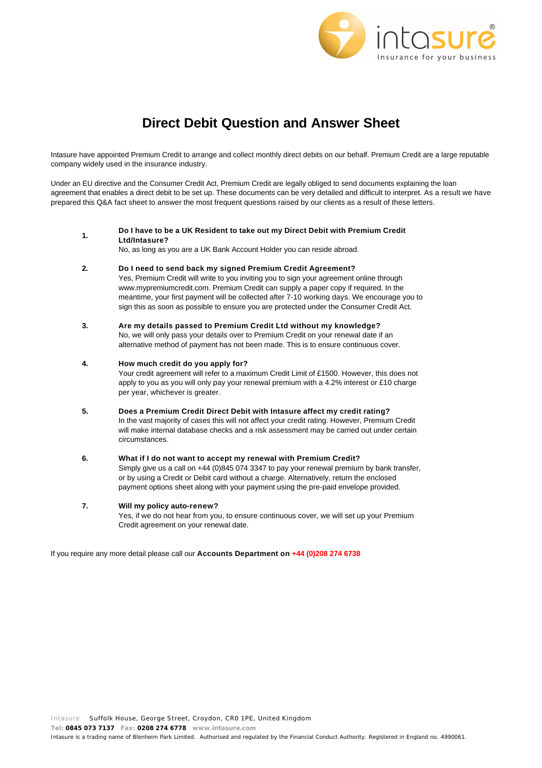# Direct Debit Question and Answer Sheet

Intasure have appointed Premium Credit to arrange and collect monthly direct debits on our behalf. Premium Credit are a large reputable company widely used in the insurance industry.

Under an EU directive and the Consumer Credit Act, Premium Credit are legally obliged to send documents explaining the loan agreement that enables a direct debit to be set up. These documents can be very detailed and difficult to interpret. As a result we have prepared this Q&A fact sheet to answer the most frequent questions raised by our clients as a result of these letters.

1. **Do I have to be a UK Resident to take out my Direct Debit with Premium Credit Ltd/Intasure?**
   No, as long as you are a UK Bank Account Holder you can reside abroad.

2. **Do I need to send back my signed Premium Credit Agreement?**
   Yes, Premium Credit will write to you inviting you to sign your agreement online through www.mypremiumcredit.com. Premium Credit can supply a paper copy if required. In the meantime, your first payment will be collected after 7-10 working days. We encourage you to sign this as soon as possible to ensure you are protected under the Consumer Credit Act.

3. **Are my details passed to Premium Credit Ltd without my knowledge?**
   No, we will only pass your details over to Premium Credit on your renewal date if an alternative method of payment has not been made. This is to ensure continuous cover.

4. **How much credit do you apply for?**
   Your credit agreement will refer to a maximum Credit Limit of £1500. However, this does not apply to you as you will only pay your renewal premium with a 4.2% interest or £10 charge per year, whichever is greater.

5. **Does a Premium Credit Direct Debit with Intasure affect my credit rating?**
   In the vast majority of cases this will not affect your credit rating. However, Premium Credit will make internal database checks and a risk assessment may be carried out under certain circumstances.

6. **What if I do not want to accept my renewal with Premium Credit?**
   Simply give us a call on +44 (0)845 074 3347 to pay your renewal premium by bank transfer, or by using a Credit or Debit card without a charge. Alternatively, return the enclosed payment options sheet along with your payment using the pre-paid envelope provided.

7. **Will my policy auto-renew?**
   Yes, if we do not hear from you, to ensure continuous cover, we will set up your Premium Credit agreement on your renewal date.

If you require any more detail please call our **Accounts Department on +44 (0)208 274 6738**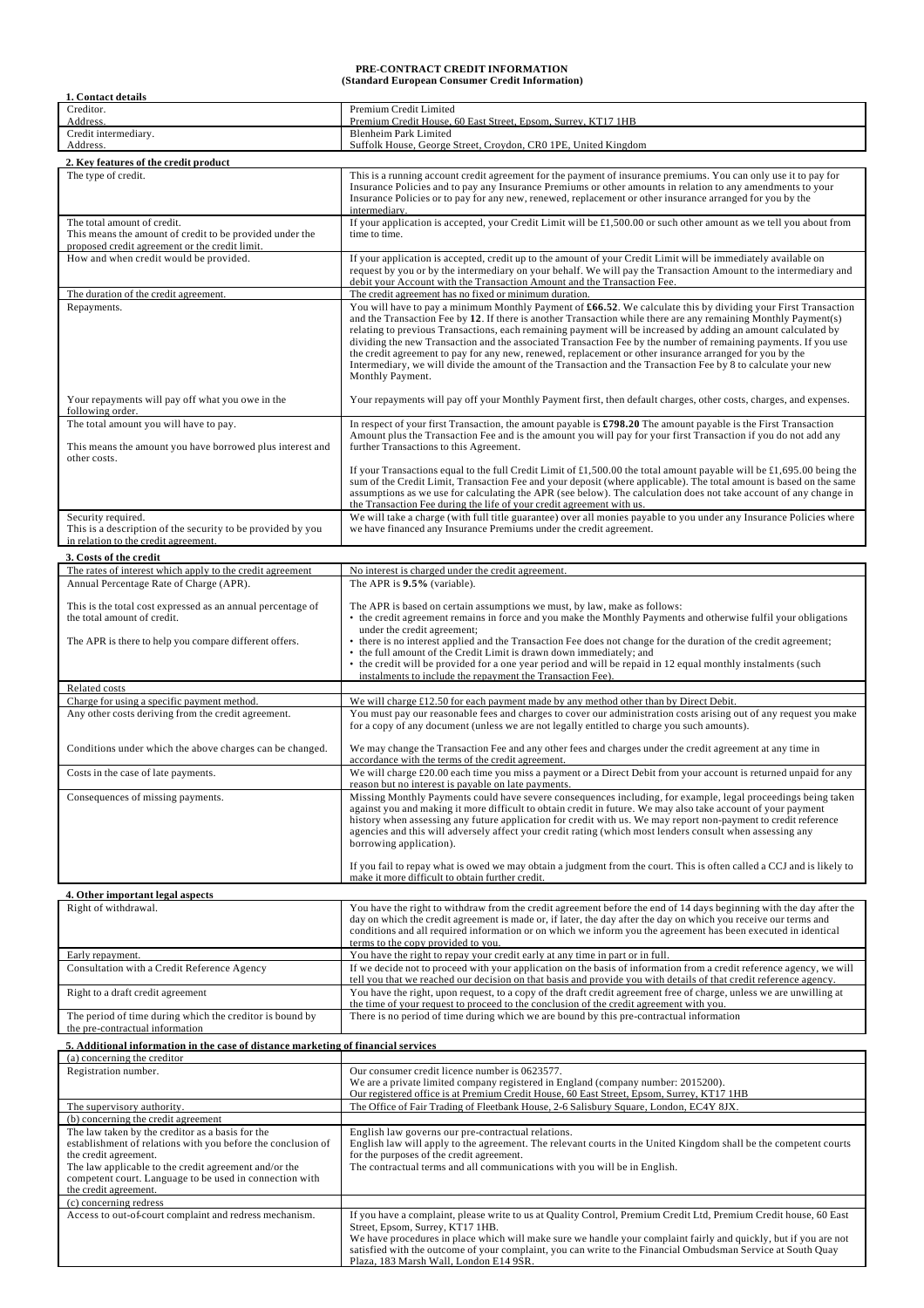**PRE-CONTRACT CREDIT INFORMATION**
**(Standard European Consumer Credit Information)**

**1. Contact details**

| | |
|---|---|
| Creditor. | Premium Credit Limited |
| Address. | Premium Credit House, 60 East Street, Epsom, Surrey, KT17 1HB |
| Credit intermediary. | Blenheim Park Limited |
| Address. | Suffolk House, George Street, Croydon, CR0 1PE, United Kingdom |

**2. Key features of the credit product**

| | |
|---|---|
| The type of credit. | This is a running account credit agreement for the payment of insurance premiums. You can only use it to pay for Insurance Policies and to pay any Insurance Premiums or other amounts in relation to any amendments to your Insurance Policies or to pay for any new, renewed, replacement or other insurance arranged for you by the intermediary. |
| The total amount of credit.<br>This means the amount of credit to be provided under the proposed credit agreement or the credit limit. | If your application is accepted, your Credit Limit will be £1,500.00 or such other amount as we tell you about from time to time. |
| How and when credit would be provided. | If your application is accepted, credit up to the amount of your Credit Limit will be immediately available on request by you or by the intermediary on your behalf. We will pay the Transaction Amount to the intermediary and debit your Account with the Transaction Amount and the Transaction Fee. |
| The duration of the credit agreement. | The credit agreement has no fixed or minimum duration. |
| Repayments.<br><br>Your repayments will pay off what you owe in the following order. | You will have to pay a minimum Monthly Payment of **£66.52**. We calculate this by dividing your First Transaction and the Transaction Fee by **12**. If there is another Transaction while there are any remaining Monthly Payment(s) relating to previous Transactions, each remaining payment will be increased by adding an amount calculated by dividing the new Transaction and the associated Transaction Fee by the number of remaining payments. If you use the credit agreement to pay for any new, renewed, replacement or other insurance arranged for you by the Intermediary, we will divide the amount of the Transaction and the Transaction Fee by 8 to calculate your new Monthly Payment.<br><br>Your repayments will pay off your Monthly Payment first, then default charges, other costs, charges, and expenses. |
| The total amount you will have to pay.<br><br>This means the amount you have borrowed plus interest and other costs. | In respect of your first Transaction, the amount payable is **£798.20** The amount payable is the First Transaction Amount plus the Transaction Fee and is the amount you will pay for your first Transaction if you do not add any further Transactions to this Agreement.<br><br>If your Transactions equal to the full Credit Limit of £1,500.00 the total amount payable will be £1,695.00 being the sum of the Credit Limit, Transaction Fee and your deposit (where applicable). The total amount is based on the same assumptions as we use for calculating the APR (see below). The calculation does not take account of any change in the Transaction Fee during the life of your credit agreement with us. |
| Security required.<br>This is a description of the security to be provided by you in relation to the credit agreement. | We will take a charge (with full title guarantee) over all monies payable to you under any Insurance Policies where we have financed any Insurance Premiums under the credit agreement. |

**3. Costs of the credit**

| | |
|---|---|
| The rates of interest which apply to the credit agreement | No interest is charged under the credit agreement. |
| Annual Percentage Rate of Charge (APR).<br><br>This is the total cost expressed as an annual percentage of the total amount of credit.<br><br>The APR is there to help you compare different offers. | The APR is **9.5%** (variable).<br><br>The APR is based on certain assumptions we must, by law, make as follows:<br>• the credit agreement remains in force and you make the Monthly Payments and otherwise fulfil your obligations under the credit agreement;<br>• there is no interest applied and the Transaction Fee does not change for the duration of the credit agreement;<br>• the full amount of the Credit Limit is drawn down immediately; and<br>• the credit will be provided for a one year period and will be repaid in 12 equal monthly instalments (such instalments to include the repayment the Transaction Fee). |
| Related costs | |
| Charge for using a specific payment method. | We will charge £12.50 for each payment made by any method other than by Direct Debit. |
| Any other costs deriving from the credit agreement. | You must pay our reasonable fees and charges to cover our administration costs arising out of any request you make for a copy of any document (unless we are not legally entitled to charge you such amounts). |
| Conditions under which the above charges can be changed. | We may change the Transaction Fee and any other fees and charges under the credit agreement at any time in accordance with the terms of the credit agreement. |
| Costs in the case of late payments. | We will charge £20.00 each time you miss a payment or a Direct Debit from your account is returned unpaid for any reason but no interest is payable on late payments. |
| Consequences of missing payments. | Missing Monthly Payments could have severe consequences including, for example, legal proceedings being taken against you and making it more difficult to obtain credit in future. We may also take account of your payment history when assessing any future application for credit with us. We may report non-payment to credit reference agencies and this will adversely affect your credit rating (which most lenders consult when assessing any borrowing application).<br><br>If you fail to repay what is owed we may obtain a judgment from the court. This is often called a CCJ and is likely to make it more difficult to obtain further credit. |

**4. Other important legal aspects**

| | |
|---|---|
| Right of withdrawal. | You have the right to withdraw from the credit agreement before the end of 14 days beginning with the day after the day on which the credit agreement is made or, if later, the day after the day on which you receive our terms and conditions and all required information or on which we inform you the agreement has been executed in identical terms to the copy provided to you. |
| Early repayment. | You have the right to repay your credit early at any time in part or in full. |
| Consultation with a Credit Reference Agency | If we decide not to proceed with your application on the basis of information from a credit reference agency, we will tell you that we reached our decision on that basis and provide you with details of that credit reference agency. |
| Right to a draft credit agreement | You have the right, upon request, to a copy of the draft credit agreement free of charge, unless we are unwilling at the time of your request to proceed to the conclusion of the credit agreement with you. |
| The period of time during which the creditor is bound by the pre-contractual information | There is no period of time during which we are bound by this pre-contractual information |

**5. Additional information in the case of distance marketing of financial services**

| | |
|---|---|
| (a) concerning the creditor | |
| Registration number. | Our consumer credit licence number is 0623577.<br>We are a private limited company registered in England (company number: 2015200).<br>Our registered office is at Premium Credit House, 60 East Street, Epsom, Surrey, KT17 1HB |
| The supervisory authority. | The Office of Fair Trading of Fleetbank House, 2-6 Salisbury Square, London, EC4Y 8JX. |
| (b) concerning the credit agreement | |
| The law taken by the creditor as a basis for the establishment of relations with you before the conclusion of the credit agreement.<br>The law applicable to the credit agreement and/or the competent court. Language to be used in connection with the credit agreement. | English law governs our pre-contractual relations.<br>English law will apply to the agreement. The relevant courts in the United Kingdom shall be the competent courts for the purposes of the credit agreement.<br>The contractual terms and all communications with you will be in English. |
| (c) concerning redress | |
| Access to out-of-court complaint and redress mechanism. | If you have a complaint, please write to us at Quality Control, Premium Credit Ltd, Premium Credit house, 60 East Street, Epsom, Surrey, KT17 1HB.<br>We have procedures in place which will make sure we handle your complaint fairly and quickly, but if you are not satisfied with the outcome of your complaint, you can write to the Financial Ombudsman Service at South Quay Plaza, 183 Marsh Wall, London E14 9SR. |